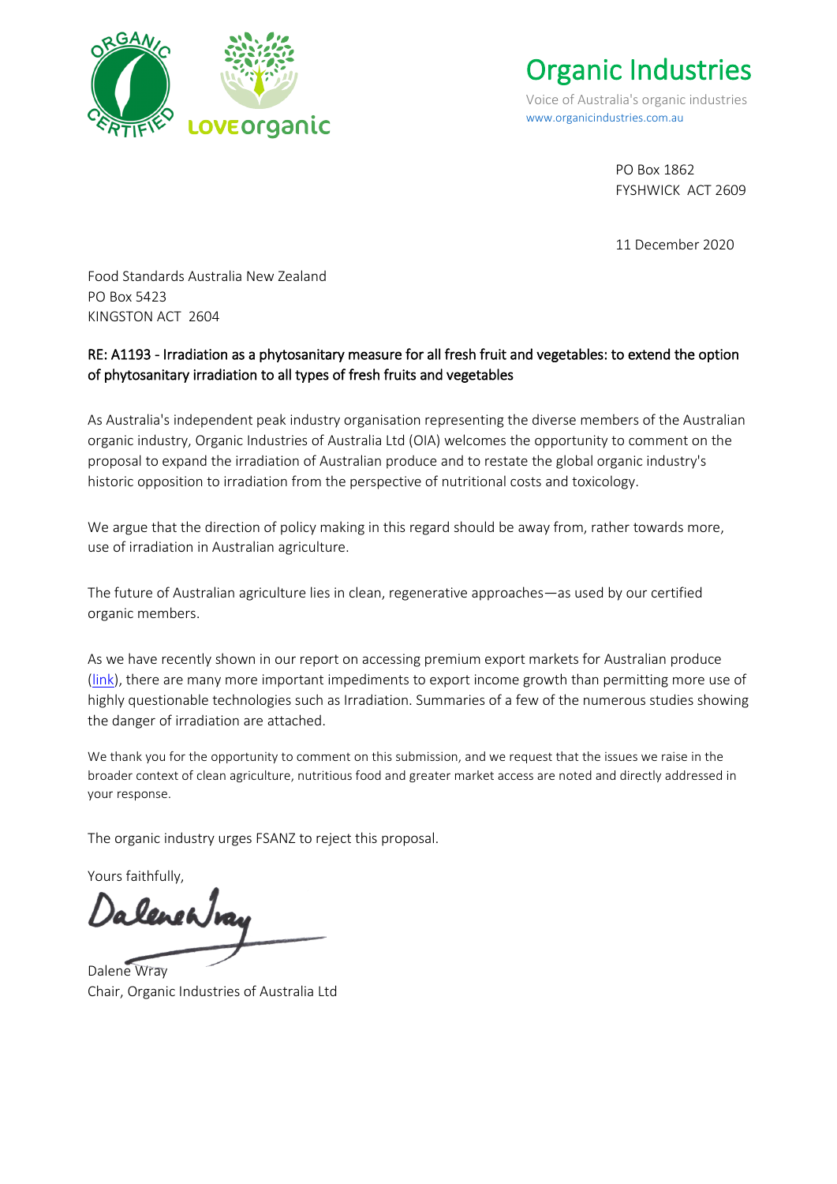# Organic Industries

Voice of Australia's organic industries
www.organicindustries.com.au

PO Box 1862
FYSHWICK ACT 2609

11 December 2020

Food Standards Australia New Zealand
PO Box 5423
KINGSTON ACT 2604

RE: A1193 - Irradiation as a phytosanitary measure for all fresh fruit and vegetables: to extend the option of phytosanitary irradiation to all types of fresh fruits and vegetables

As Australia's independent peak industry organisation representing the diverse members of the Australian organic industry, Organic Industries of Australia Ltd (OIA) welcomes the opportunity to comment on the proposal to expand the irradiation of Australian produce and to restate the global organic industry's historic opposition to irradiation from the perspective of nutritional costs and toxicology.

We argue that the direction of policy making in this regard should be away from, rather towards more, use of irradiation in Australian agriculture.

The future of Australian agriculture lies in clean, regenerative approaches—as used by our certified organic members.

As we have recently shown in our report on accessing premium export markets for Australian produce (link), there are many more important impediments to export income growth than permitting more use of highly questionable technologies such as Irradiation. Summaries of a few of the numerous studies showing the danger of irradiation are attached.

We thank you for the opportunity to comment on this submission, and we request that the issues we raise in the broader context of clean agriculture, nutritious food and greater market access are noted and directly addressed in your response.

The organic industry urges FSANZ to reject this proposal.

Yours faithfully,

Dalene Wray
Chair, Organic Industries of Australia Ltd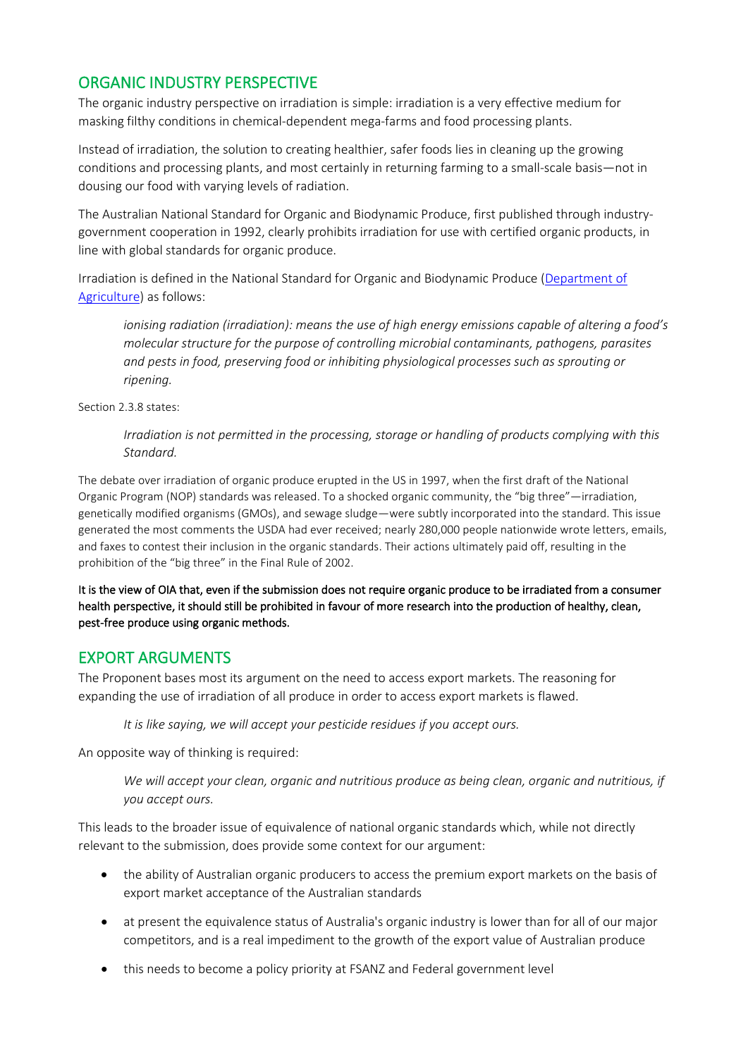## ORGANIC INDUSTRY PERSPECTIVE

The organic industry perspective on irradiation is simple: irradiation is a very effective medium for masking filthy conditions in chemical-dependent mega-farms and food processing plants.

Instead of irradiation, the solution to creating healthier, safer foods lies in cleaning up the growing conditions and processing plants, and most certainly in returning farming to a small-scale basis—not in dousing our food with varying levels of radiation.

The Australian National Standard for Organic and Biodynamic Produce, first published through industry-government cooperation in 1992, clearly prohibits irradiation for use with certified organic products, in line with global standards for organic produce.

Irradiation is defined in the National Standard for Organic and Biodynamic Produce (Department of Agriculture) as follows:

> *ionising radiation (irradiation): means the use of high energy emissions capable of altering a food's molecular structure for the purpose of controlling microbial contaminants, pathogens, parasites and pests in food, preserving food or inhibiting physiological processes such as sprouting or ripening.*

Section 2.3.8 states:

> *Irradiation is not permitted in the processing, storage or handling of products complying with this Standard.*

The debate over irradiation of organic produce erupted in the US in 1997, when the first draft of the National Organic Program (NOP) standards was released. To a shocked organic community, the "big three"—irradiation, genetically modified organisms (GMOs), and sewage sludge—were subtly incorporated into the standard. This issue generated the most comments the USDA had ever received; nearly 280,000 people nationwide wrote letters, emails, and faxes to contest their inclusion in the organic standards. Their actions ultimately paid off, resulting in the prohibition of the "big three" in the Final Rule of 2002.

**It is the view of OIA that, even if the submission does not require organic produce to be irradiated from a consumer health perspective, it should still be prohibited in favour of more research into the production of healthy, clean, pest-free produce using organic methods.**

## EXPORT ARGUMENTS

The Proponent bases most its argument on the need to access export markets. The reasoning for expanding the use of irradiation of all produce in order to access export markets is flawed.

> *It is like saying, we will accept your pesticide residues if you accept ours.*

An opposite way of thinking is required:

> *We will accept your clean, organic and nutritious produce as being clean, organic and nutritious, if you accept ours.*

This leads to the broader issue of equivalence of national organic standards which, while not directly relevant to the submission, does provide some context for our argument:

- the ability of Australian organic producers to access the premium export markets on the basis of export market acceptance of the Australian standards
- at present the equivalence status of Australia's organic industry is lower than for all of our major competitors, and is a real impediment to the growth of the export value of Australian produce
- this needs to become a policy priority at FSANZ and Federal government level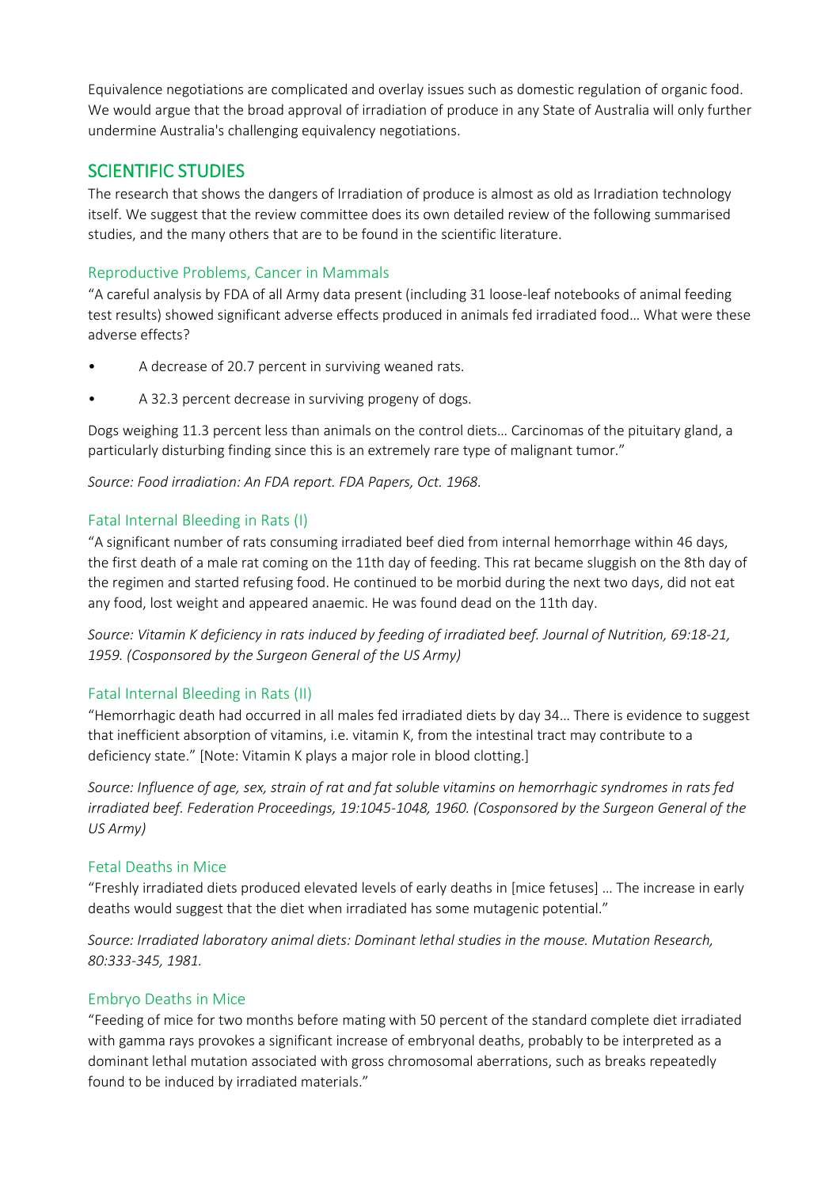Equivalence negotiations are complicated and overlay issues such as domestic regulation of organic food. We would argue that the broad approval of irradiation of produce in any State of Australia will only further undermine Australia's challenging equivalency negotiations.

## SCIENTIFIC STUDIES

The research that shows the dangers of Irradiation of produce is almost as old as Irradiation technology itself. We suggest that the review committee does its own detailed review of the following summarised studies, and the many others that are to be found in the scientific literature.

### Reproductive Problems, Cancer in Mammals

"A careful analysis by FDA of all Army data present (including 31 loose-leaf notebooks of animal feeding test results) showed significant adverse effects produced in animals fed irradiated food… What were these adverse effects?

- A decrease of 20.7 percent in surviving weaned rats.
- A 32.3 percent decrease in surviving progeny of dogs.

Dogs weighing 11.3 percent less than animals on the control diets… Carcinomas of the pituitary gland, a particularly disturbing finding since this is an extremely rare type of malignant tumor."

*Source: Food irradiation: An FDA report. FDA Papers, Oct. 1968.*

### Fatal Internal Bleeding in Rats (I)

"A significant number of rats consuming irradiated beef died from internal hemorrhage within 46 days, the first death of a male rat coming on the 11th day of feeding. This rat became sluggish on the 8th day of the regimen and started refusing food. He continued to be morbid during the next two days, did not eat any food, lost weight and appeared anaemic. He was found dead on the 11th day.

*Source: Vitamin K deficiency in rats induced by feeding of irradiated beef. Journal of Nutrition, 69:18-21, 1959. (Cosponsored by the Surgeon General of the US Army)*

### Fatal Internal Bleeding in Rats (II)

"Hemorrhagic death had occurred in all males fed irradiated diets by day 34… There is evidence to suggest that inefficient absorption of vitamins, i.e. vitamin K, from the intestinal tract may contribute to a deficiency state." [Note: Vitamin K plays a major role in blood clotting.]

*Source: Influence of age, sex, strain of rat and fat soluble vitamins on hemorrhagic syndromes in rats fed irradiated beef. Federation Proceedings, 19:1045-1048, 1960. (Cosponsored by the Surgeon General of the US Army)*

### Fetal Deaths in Mice

"Freshly irradiated diets produced elevated levels of early deaths in [mice fetuses] … The increase in early deaths would suggest that the diet when irradiated has some mutagenic potential."

*Source: Irradiated laboratory animal diets: Dominant lethal studies in the mouse. Mutation Research, 80:333-345, 1981.*

### Embryo Deaths in Mice

"Feeding of mice for two months before mating with 50 percent of the standard complete diet irradiated with gamma rays provokes a significant increase of embryonal deaths, probably to be interpreted as a dominant lethal mutation associated with gross chromosomal aberrations, such as breaks repeatedly found to be induced by irradiated materials."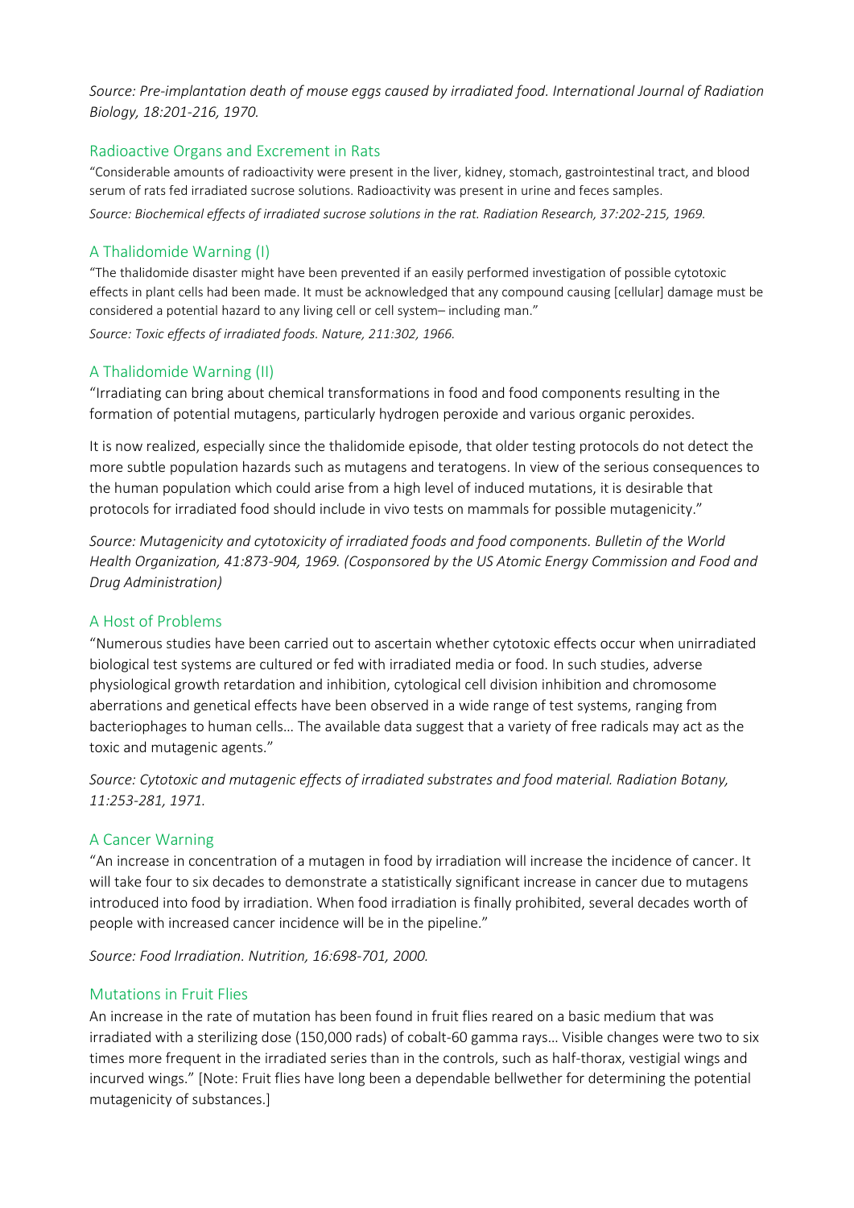*Source: Pre-implantation death of mouse eggs caused by irradiated food. International Journal of Radiation Biology, 18:201-216, 1970.*

## Radioactive Organs and Excrement in Rats

"Considerable amounts of radioactivity were present in the liver, kidney, stomach, gastrointestinal tract, and blood serum of rats fed irradiated sucrose solutions. Radioactivity was present in urine and feces samples.

*Source: Biochemical effects of irradiated sucrose solutions in the rat. Radiation Research, 37:202-215, 1969.*

## A Thalidomide Warning (I)

"The thalidomide disaster might have been prevented if an easily performed investigation of possible cytotoxic effects in plant cells had been made. It must be acknowledged that any compound causing [cellular] damage must be considered a potential hazard to any living cell or cell system– including man."

*Source: Toxic effects of irradiated foods. Nature, 211:302, 1966.*

## A Thalidomide Warning (II)

"Irradiating can bring about chemical transformations in food and food components resulting in the formation of potential mutagens, particularly hydrogen peroxide and various organic peroxides.

It is now realized, especially since the thalidomide episode, that older testing protocols do not detect the more subtle population hazards such as mutagens and teratogens. In view of the serious consequences to the human population which could arise from a high level of induced mutations, it is desirable that protocols for irradiated food should include in vivo tests on mammals for possible mutagenicity."

*Source: Mutagenicity and cytotoxicity of irradiated foods and food components. Bulletin of the World Health Organization, 41:873-904, 1969. (Cosponsored by the US Atomic Energy Commission and Food and Drug Administration)*

## A Host of Problems

"Numerous studies have been carried out to ascertain whether cytotoxic effects occur when unirradiated biological test systems are cultured or fed with irradiated media or food. In such studies, adverse physiological growth retardation and inhibition, cytological cell division inhibition and chromosome aberrations and genetical effects have been observed in a wide range of test systems, ranging from bacteriophages to human cells… The available data suggest that a variety of free radicals may act as the toxic and mutagenic agents."

*Source: Cytotoxic and mutagenic effects of irradiated substrates and food material. Radiation Botany, 11:253-281, 1971.*

## A Cancer Warning

"An increase in concentration of a mutagen in food by irradiation will increase the incidence of cancer. It will take four to six decades to demonstrate a statistically significant increase in cancer due to mutagens introduced into food by irradiation. When food irradiation is finally prohibited, several decades worth of people with increased cancer incidence will be in the pipeline."

*Source: Food Irradiation. Nutrition, 16:698-701, 2000.*

## Mutations in Fruit Flies

An increase in the rate of mutation has been found in fruit flies reared on a basic medium that was irradiated with a sterilizing dose (150,000 rads) of cobalt-60 gamma rays… Visible changes were two to six times more frequent in the irradiated series than in the controls, such as half-thorax, vestigial wings and incurved wings." [Note: Fruit flies have long been a dependable bellwether for determining the potential mutagenicity of substances.]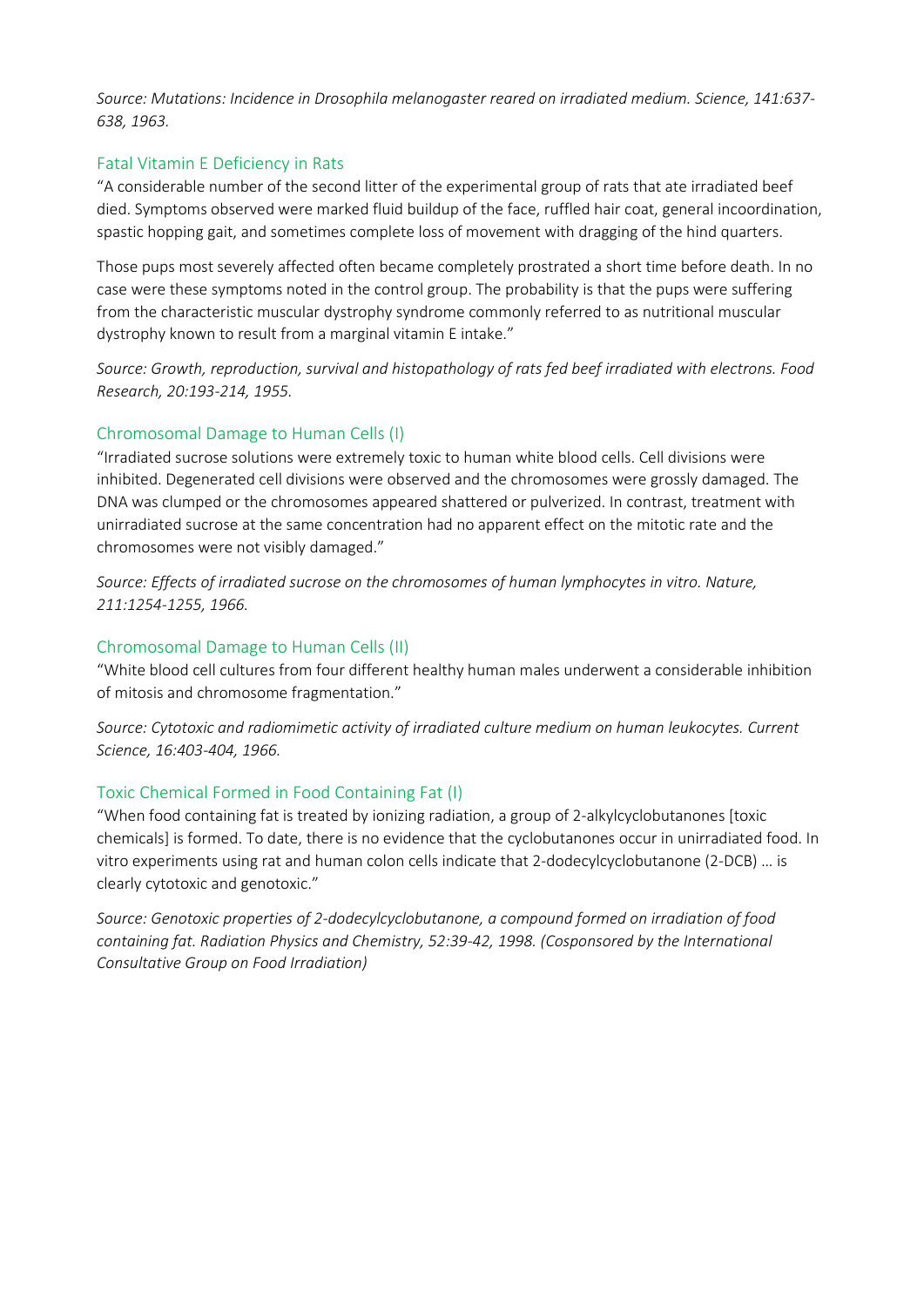*Source: Mutations: Incidence in Drosophila melanogaster reared on irradiated medium. Science, 141:637-638, 1963.*

## Fatal Vitamin E Deficiency in Rats

"A considerable number of the second litter of the experimental group of rats that ate irradiated beef died. Symptoms observed were marked fluid buildup of the face, ruffled hair coat, general incoordination, spastic hopping gait, and sometimes complete loss of movement with dragging of the hind quarters.

Those pups most severely affected often became completely prostrated a short time before death. In no case were these symptoms noted in the control group. The probability is that the pups were suffering from the characteristic muscular dystrophy syndrome commonly referred to as nutritional muscular dystrophy known to result from a marginal vitamin E intake."

*Source: Growth, reproduction, survival and histopathology of rats fed beef irradiated with electrons. Food Research, 20:193-214, 1955.*

## Chromosomal Damage to Human Cells (I)

"Irradiated sucrose solutions were extremely toxic to human white blood cells. Cell divisions were inhibited. Degenerated cell divisions were observed and the chromosomes were grossly damaged. The DNA was clumped or the chromosomes appeared shattered or pulverized. In contrast, treatment with unirradiated sucrose at the same concentration had no apparent effect on the mitotic rate and the chromosomes were not visibly damaged."

*Source: Effects of irradiated sucrose on the chromosomes of human lymphocytes in vitro. Nature, 211:1254-1255, 1966.*

## Chromosomal Damage to Human Cells (II)

"White blood cell cultures from four different healthy human males underwent a considerable inhibition of mitosis and chromosome fragmentation."

*Source: Cytotoxic and radiomimetic activity of irradiated culture medium on human leukocytes. Current Science, 16:403-404, 1966.*

## Toxic Chemical Formed in Food Containing Fat (I)

"When food containing fat is treated by ionizing radiation, a group of 2-alkylcyclobutanones [toxic chemicals] is formed. To date, there is no evidence that the cyclobutanones occur in unirradiated food. In vitro experiments using rat and human colon cells indicate that 2-dodecylcyclobutanone (2-DCB) … is clearly cytotoxic and genotoxic."

*Source: Genotoxic properties of 2-dodecylcyclobutanone, a compound formed on irradiation of food containing fat. Radiation Physics and Chemistry, 52:39-42, 1998. (Cosponsored by the International Consultative Group on Food Irradiation)*